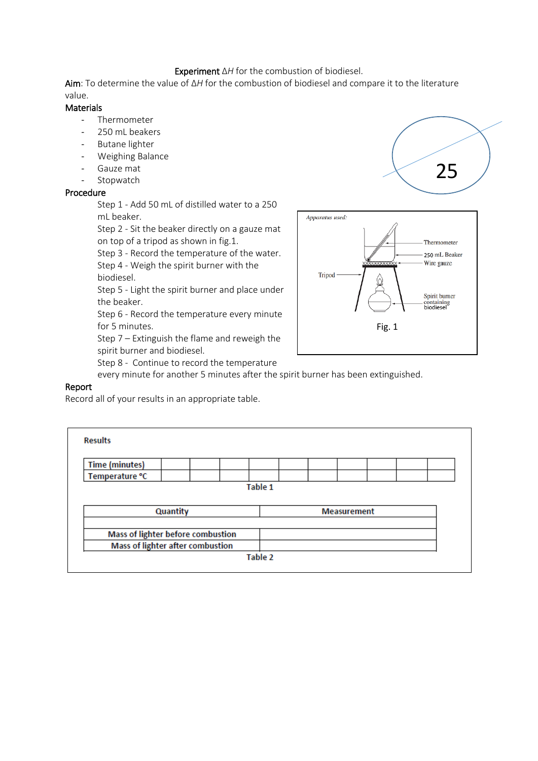# Experiment $\Delta H$ for the combustion of biodiesel.

**Aim**: To determine the value of $\Delta H$ for the combustion of biodiesel and compare it to the literature value.

## Materials

- Thermometer
- 250 mL beakers
- Butane lighter
- Weighing Balance
- Gauze mat
- Stopwatch

25

## Procedure

Step 1 - Add 50 mL of distilled water to a 250 mL beaker.
Step 2 - Sit the beaker directly on a gauze mat on top of a tripod as shown in fig.1.
Step 3 - Record the temperature of the water.
Step 4 - Weigh the spirit burner with the biodiesel.
Step 5 - Light the spirit burner and place under the beaker.
Step 6 - Record the temperature every minute for 5 minutes.
Step 7 – Extinguish the flame and reweigh the spirit burner and biodiesel.
Step 8 - Continue to record the temperature every minute for another 5 minutes after the spirit burner has been extinguished.

*Apparatus used:*

Thermometer
250 mL Beaker
Wire gauze
Tripod
Spirit burner containing biodiesel

Fig. 1

## Report

Record all of your results in an appropriate table.

**Results**

| **Time (minutes)** | | | | | | | | | | |
|---|---|---|---|---|---|---|---|---|---|---|
| **Temperature °C** | | | | | | | | | | |

**Table 1**

| **Quantity** | **Measurement** |
|---|---|
| | |
| **Mass of lighter before combustion** | |
| **Mass of lighter after combustion** | |

**Table 2**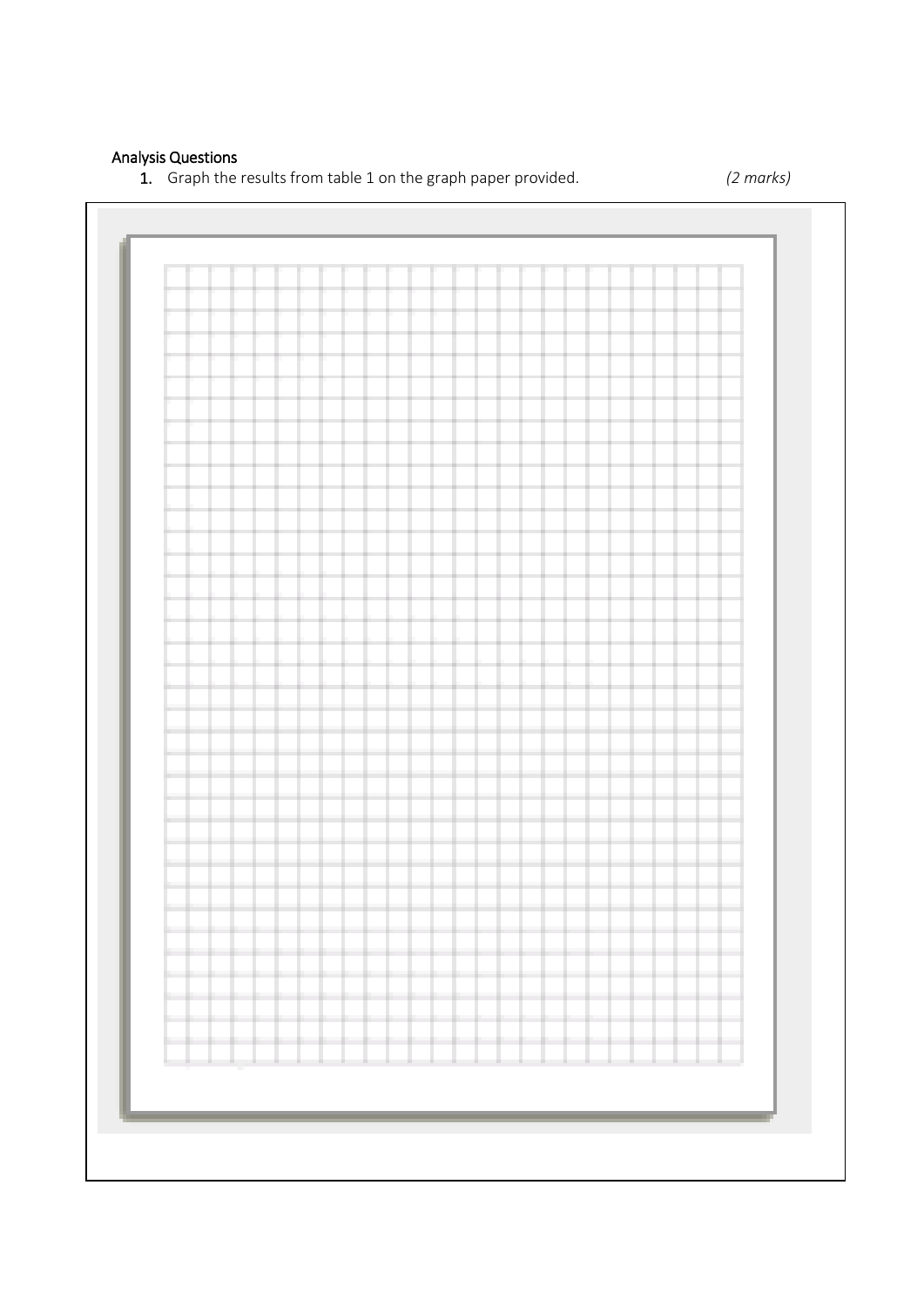## Analysis Questions

1. Graph the results from table 1 on the graph paper provided. *(2 marks)*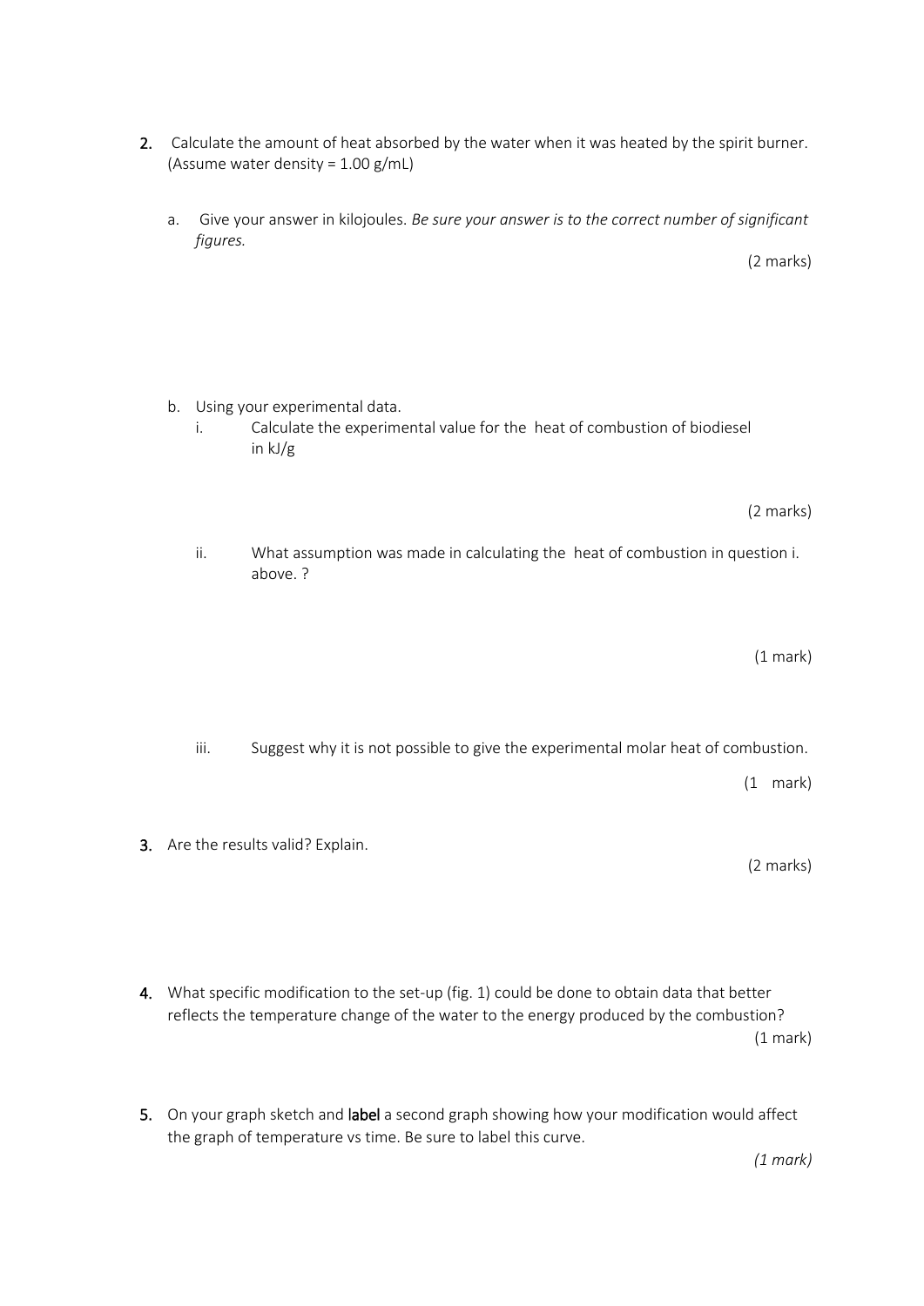2. Calculate the amount of heat absorbed by the water when it was heated by the spirit burner. (Assume water density = 1.00 g/mL)

   a. Give your answer in kilojoules. *Be sure your answer is to the correct number of significant figures.*

   (2 marks)

   b. Using your experimental data.

      i. Calculate the experimental value for the heat of combustion of biodiesel in kJ/g

      (2 marks)

      ii. What assumption was made in calculating the heat of combustion in question i. above. ?

      (1 mark)

      iii. Suggest why it is not possible to give the experimental molar heat of combustion.

      (1 mark)

3. Are the results valid? Explain.

   (2 marks)

4. What specific modification to the set-up (fig. 1) could be done to obtain data that better reflects the temperature change of the water to the energy produced by the combustion?

   (1 mark)

5. On your graph sketch and **label** a second graph showing how your modification would affect the graph of temperature vs time. Be sure to label this curve.

   *(1 mark)*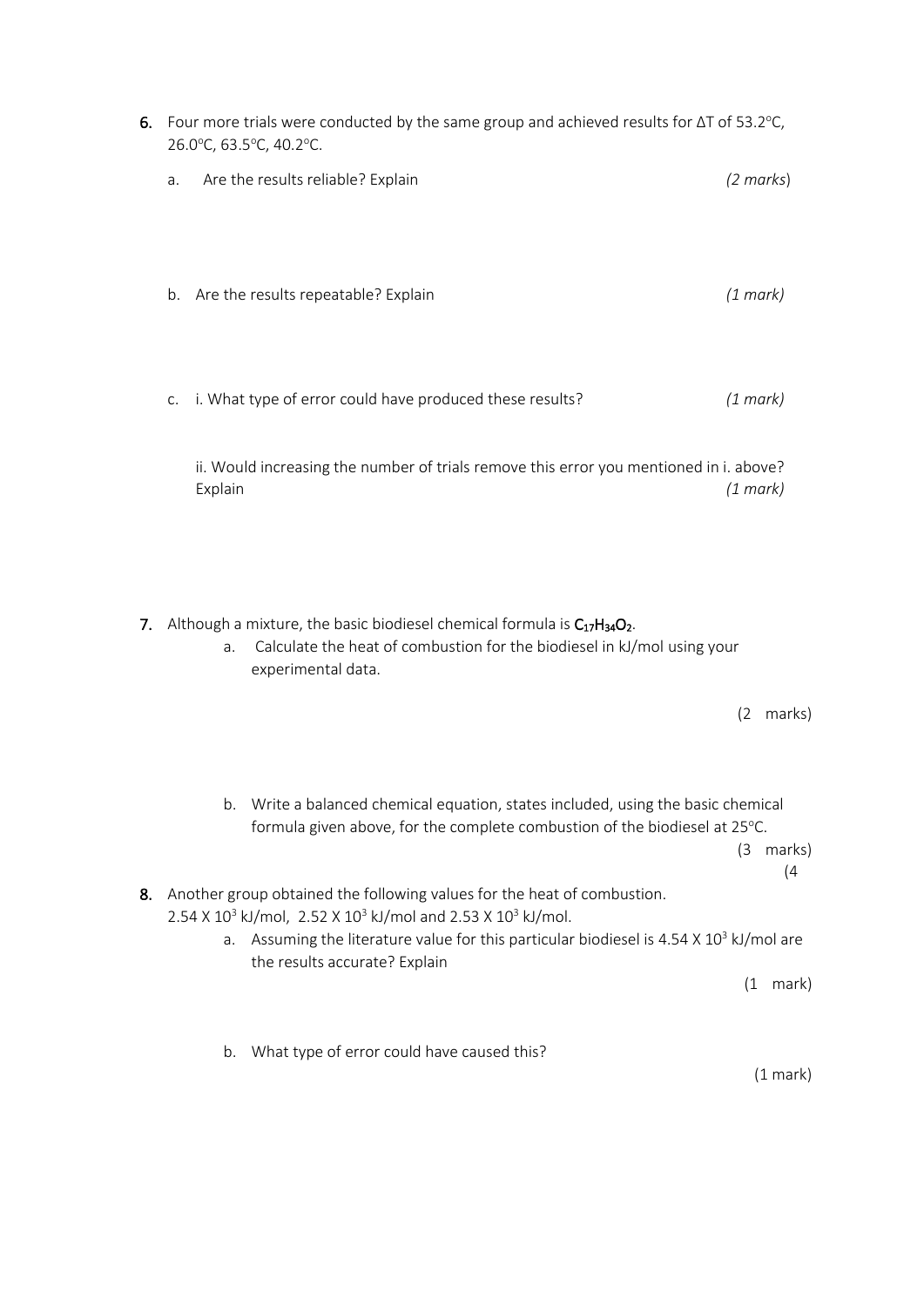6. Four more trials were conducted by the same group and achieved results for ΔT of 53.2°C, 26.0°C, 63.5°C, 40.2°C.

   a. Are the results reliable? Explain *(2 marks)*

   b. Are the results repeatable? Explain *(1 mark)*

   c. i. What type of error could have produced these results? *(1 mark)*

      ii. Would increasing the number of trials remove this error you mentioned in i. above? Explain *(1 mark)*

7. Although a mixture, the basic biodiesel chemical formula is $C_{17}H_{34}O_2$.

   a. Calculate the heat of combustion for the biodiesel in kJ/mol using your experimental data.

   (2 marks)

   b. Write a balanced chemical equation, states included, using the basic chemical formula given above, for the complete combustion of the biodiesel at 25°C.

   (3 marks)

   (4

8. Another group obtained the following values for the heat of combustion.
   $2.54 \times 10^3$ kJ/mol, $2.52 \times 10^3$ kJ/mol and $2.53 \times 10^3$ kJ/mol.

   a. Assuming the literature value for this particular biodiesel is $4.54 \times 10^3$ kJ/mol are the results accurate? Explain

   (1 mark)

   b. What type of error could have caused this?

   (1 mark)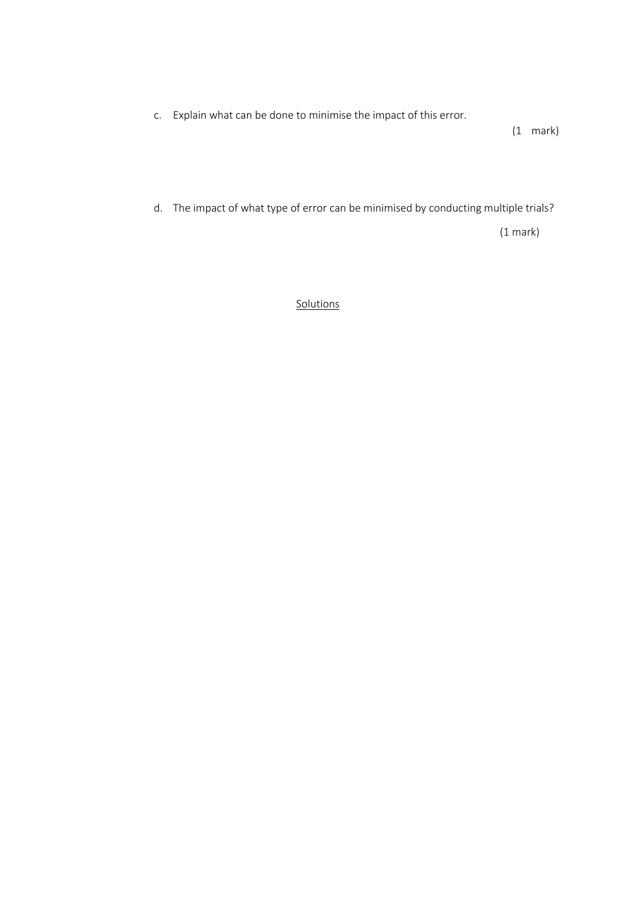c. Explain what can be done to minimise the impact of this error.

(1 mark)

d. The impact of what type of error can be minimised by conducting multiple trials?

(1 mark)

Solutions